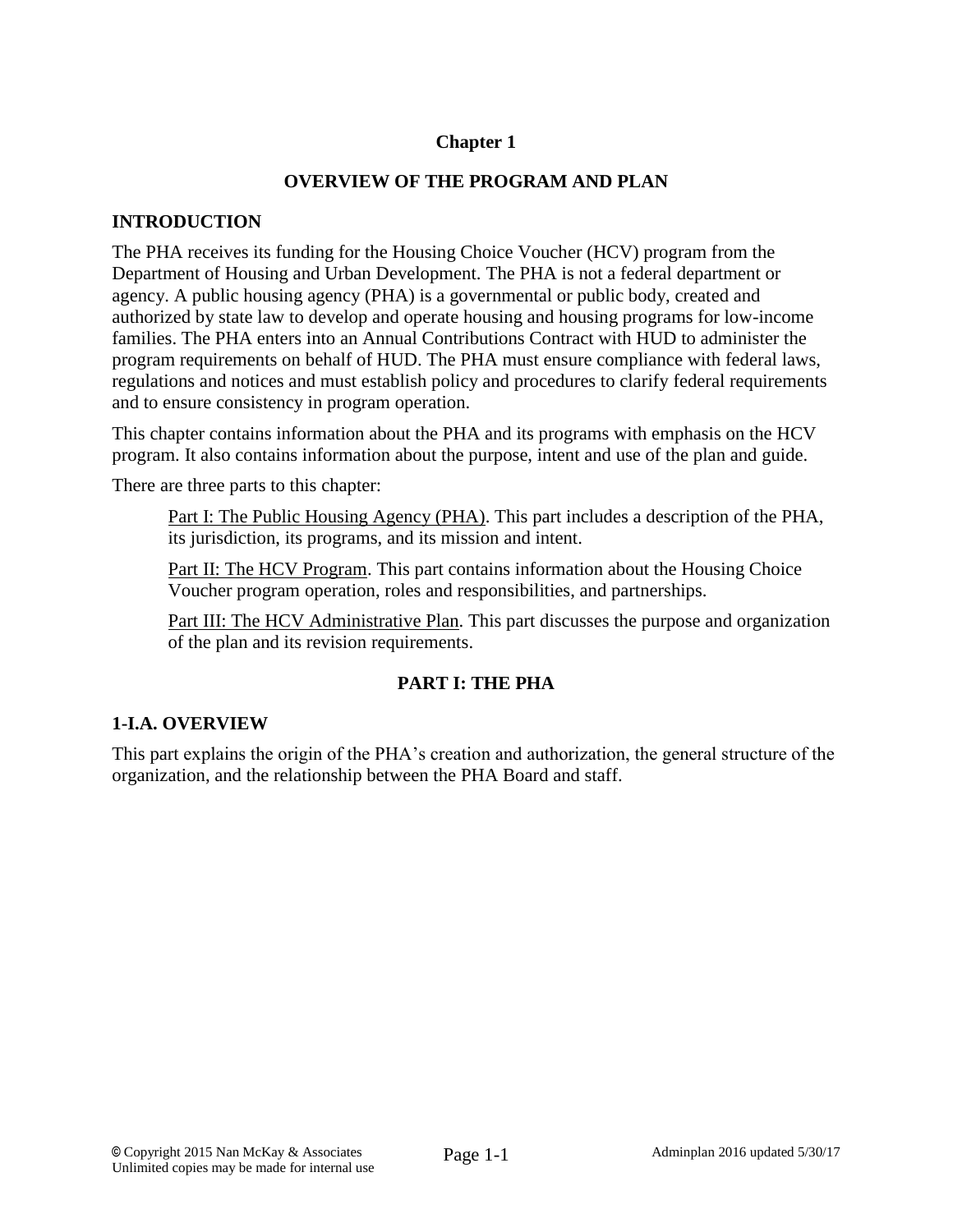# Chapter 1

## OVERVIEW OF THE PROGRAM AND PLAN

### INTRODUCTION

The PHA receives its funding for the Housing Choice Voucher (HCV) program from the Department of Housing and Urban Development. The PHA is not a federal department or agency. A public housing agency (PHA) is a governmental or public body, created and authorized by state law to develop and operate housing and housing programs for low-income families. The PHA enters into an Annual Contributions Contract with HUD to administer the program requirements on behalf of HUD. The PHA must ensure compliance with federal laws, regulations and notices and must establish policy and procedures to clarify federal requirements and to ensure consistency in program operation.

This chapter contains information about the PHA and its programs with emphasis on the HCV program. It also contains information about the purpose, intent and use of the plan and guide.

There are three parts to this chapter:

> Part I: The Public Housing Agency (PHA). This part includes a description of the PHA, its jurisdiction, its programs, and its mission and intent.
>
> Part II: The HCV Program. This part contains information about the Housing Choice Voucher program operation, roles and responsibilities, and partnerships.
>
> Part III: The HCV Administrative Plan. This part discusses the purpose and organization of the plan and its revision requirements.

## PART I: THE PHA

### 1-I.A. OVERVIEW

This part explains the origin of the PHA's creation and authorization, the general structure of the organization, and the relationship between the PHA Board and staff.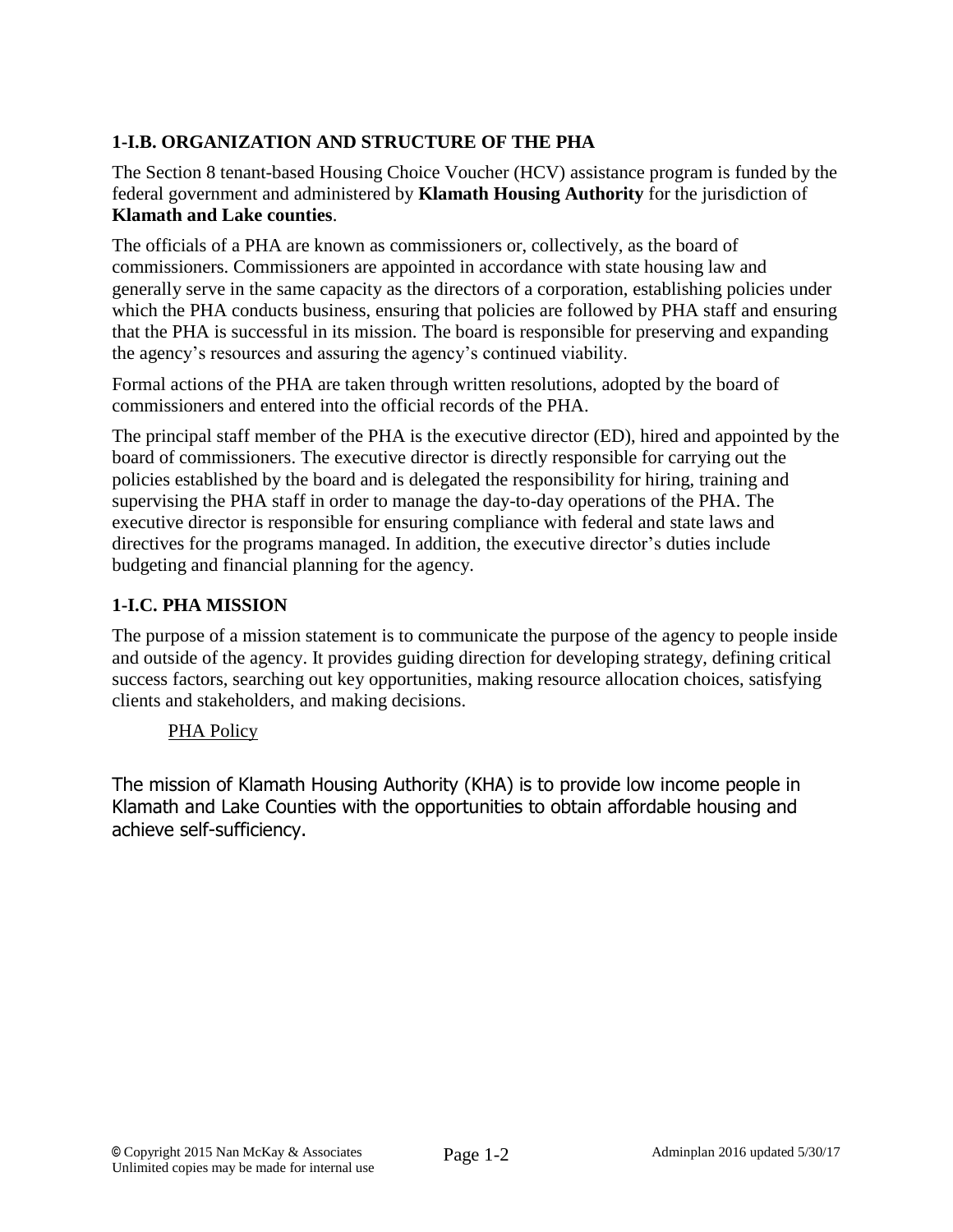### 1-I.B. ORGANIZATION AND STRUCTURE OF THE PHA

The Section 8 tenant-based Housing Choice Voucher (HCV) assistance program is funded by the federal government and administered by **Klamath Housing Authority** for the jurisdiction of **Klamath and Lake counties**.

The officials of a PHA are known as commissioners or, collectively, as the board of commissioners. Commissioners are appointed in accordance with state housing law and generally serve in the same capacity as the directors of a corporation, establishing policies under which the PHA conducts business, ensuring that policies are followed by PHA staff and ensuring that the PHA is successful in its mission. The board is responsible for preserving and expanding the agency's resources and assuring the agency's continued viability.

Formal actions of the PHA are taken through written resolutions, adopted by the board of commissioners and entered into the official records of the PHA.

The principal staff member of the PHA is the executive director (ED), hired and appointed by the board of commissioners. The executive director is directly responsible for carrying out the policies established by the board and is delegated the responsibility for hiring, training and supervising the PHA staff in order to manage the day-to-day operations of the PHA. The executive director is responsible for ensuring compliance with federal and state laws and directives for the programs managed. In addition, the executive director's duties include budgeting and financial planning for the agency.

### 1-I.C. PHA MISSION

The purpose of a mission statement is to communicate the purpose of the agency to people inside and outside of the agency. It provides guiding direction for developing strategy, defining critical success factors, searching out key opportunities, making resource allocation choices, satisfying clients and stakeholders, and making decisions.

PHA Policy

The mission of Klamath Housing Authority (KHA) is to provide low income people in Klamath and Lake Counties with the opportunities to obtain affordable housing and achieve self-sufficiency.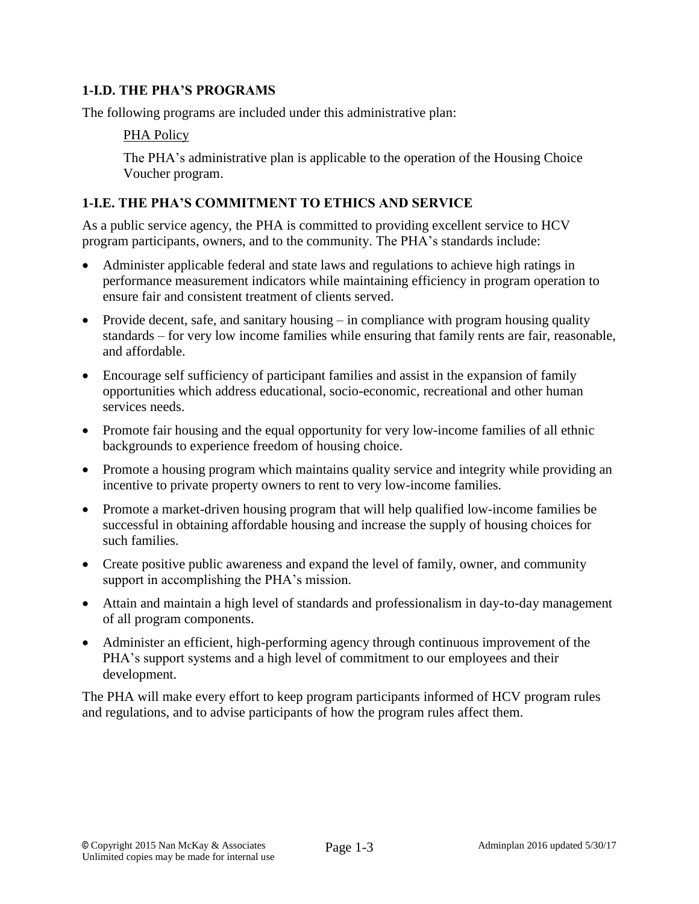### 1-I.D. THE PHA'S PROGRAMS

The following programs are included under this administrative plan:

> PHA Policy
>
> The PHA's administrative plan is applicable to the operation of the Housing Choice Voucher program.

### 1-I.E. THE PHA'S COMMITMENT TO ETHICS AND SERVICE

As a public service agency, the PHA is committed to providing excellent service to HCV program participants, owners, and to the community. The PHA's standards include:

- Administer applicable federal and state laws and regulations to achieve high ratings in performance measurement indicators while maintaining efficiency in program operation to ensure fair and consistent treatment of clients served.
- Provide decent, safe, and sanitary housing – in compliance with program housing quality standards – for very low income families while ensuring that family rents are fair, reasonable, and affordable.
- Encourage self sufficiency of participant families and assist in the expansion of family opportunities which address educational, socio-economic, recreational and other human services needs.
- Promote fair housing and the equal opportunity for very low-income families of all ethnic backgrounds to experience freedom of housing choice.
- Promote a housing program which maintains quality service and integrity while providing an incentive to private property owners to rent to very low-income families.
- Promote a market-driven housing program that will help qualified low-income families be successful in obtaining affordable housing and increase the supply of housing choices for such families.
- Create positive public awareness and expand the level of family, owner, and community support in accomplishing the PHA's mission.
- Attain and maintain a high level of standards and professionalism in day-to-day management of all program components.
- Administer an efficient, high-performing agency through continuous improvement of the PHA's support systems and a high level of commitment to our employees and their development.

The PHA will make every effort to keep program participants informed of HCV program rules and regulations, and to advise participants of how the program rules affect them.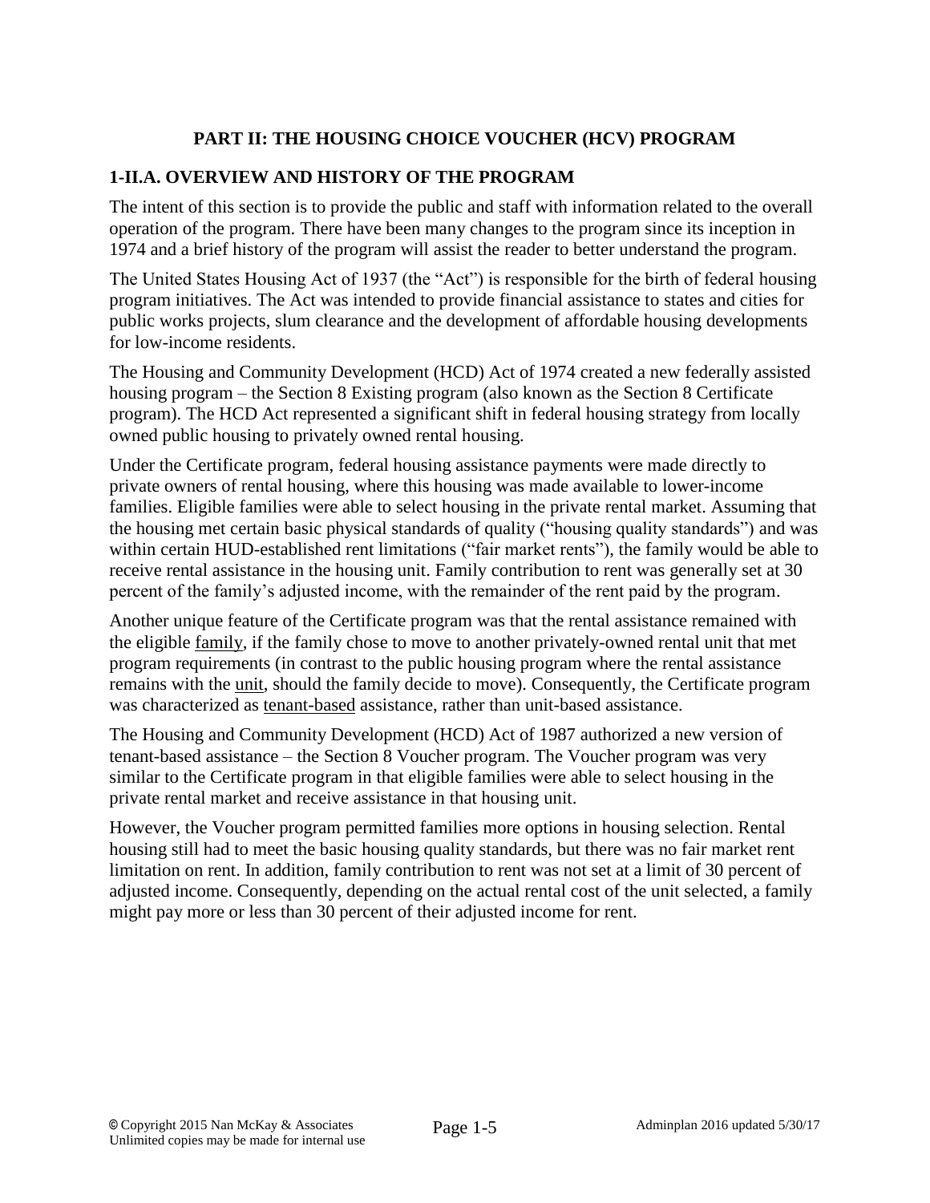## PART II: THE HOUSING CHOICE VOUCHER (HCV) PROGRAM

### 1-II.A. OVERVIEW AND HISTORY OF THE PROGRAM

The intent of this section is to provide the public and staff with information related to the overall operation of the program. There have been many changes to the program since its inception in 1974 and a brief history of the program will assist the reader to better understand the program.

The United States Housing Act of 1937 (the "Act") is responsible for the birth of federal housing program initiatives. The Act was intended to provide financial assistance to states and cities for public works projects, slum clearance and the development of affordable housing developments for low-income residents.

The Housing and Community Development (HCD) Act of 1974 created a new federally assisted housing program – the Section 8 Existing program (also known as the Section 8 Certificate program). The HCD Act represented a significant shift in federal housing strategy from locally owned public housing to privately owned rental housing.

Under the Certificate program, federal housing assistance payments were made directly to private owners of rental housing, where this housing was made available to lower-income families. Eligible families were able to select housing in the private rental market. Assuming that the housing met certain basic physical standards of quality ("housing quality standards") and was within certain HUD-established rent limitations ("fair market rents"), the family would be able to receive rental assistance in the housing unit. Family contribution to rent was generally set at 30 percent of the family's adjusted income, with the remainder of the rent paid by the program.

Another unique feature of the Certificate program was that the rental assistance remained with the eligible <u>family</u>, if the family chose to move to another privately-owned rental unit that met program requirements (in contrast to the public housing program where the rental assistance remains with the <u>unit</u>, should the family decide to move). Consequently, the Certificate program was characterized as <u>tenant-based</u> assistance, rather than unit-based assistance.

The Housing and Community Development (HCD) Act of 1987 authorized a new version of tenant-based assistance – the Section 8 Voucher program. The Voucher program was very similar to the Certificate program in that eligible families were able to select housing in the private rental market and receive assistance in that housing unit.

However, the Voucher program permitted families more options in housing selection. Rental housing still had to meet the basic housing quality standards, but there was no fair market rent limitation on rent. In addition, family contribution to rent was not set at a limit of 30 percent of adjusted income. Consequently, depending on the actual rental cost of the unit selected, a family might pay more or less than 30 percent of their adjusted income for rent.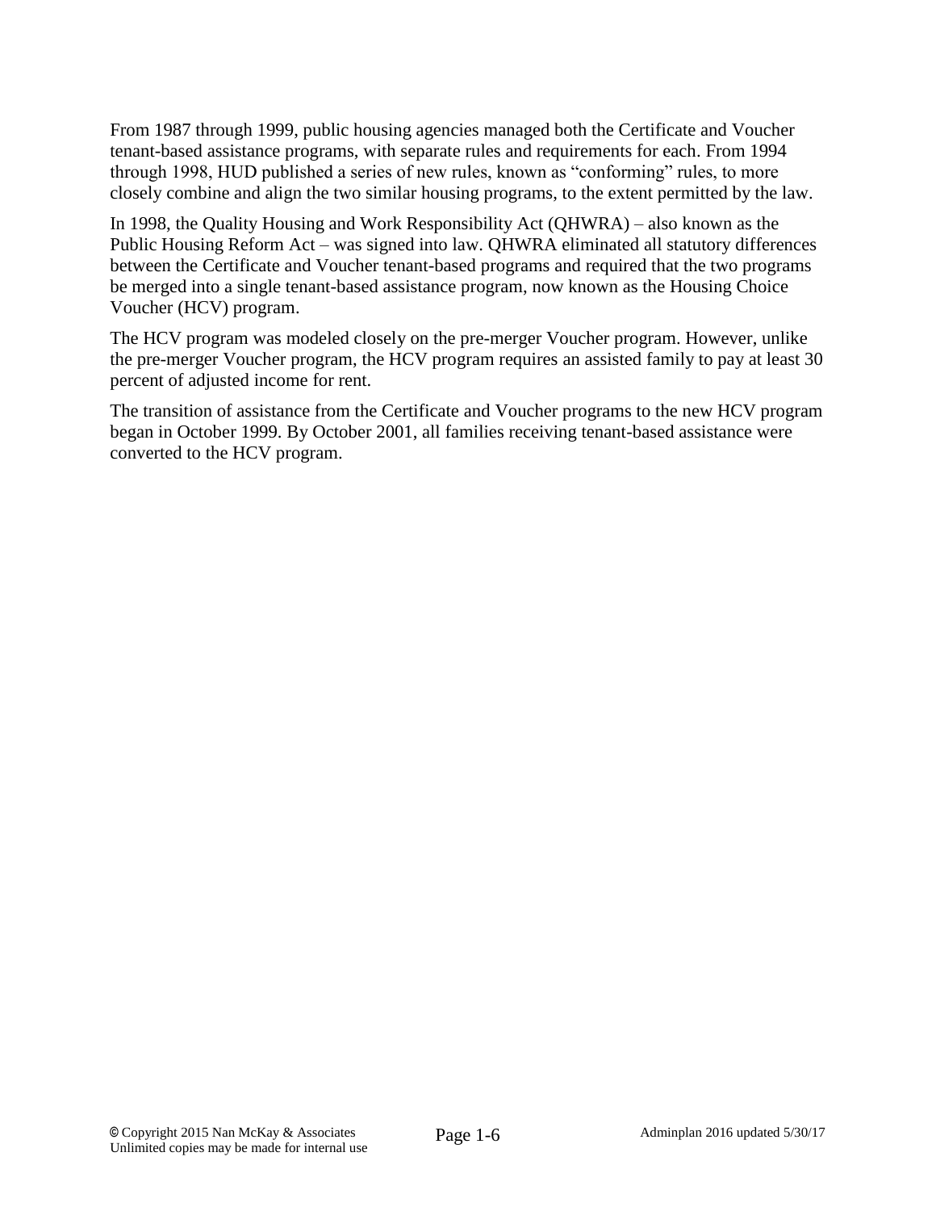From 1987 through 1999, public housing agencies managed both the Certificate and Voucher tenant-based assistance programs, with separate rules and requirements for each. From 1994 through 1998, HUD published a series of new rules, known as "conforming" rules, to more closely combine and align the two similar housing programs, to the extent permitted by the law.

In 1998, the Quality Housing and Work Responsibility Act (QHWRA) – also known as the Public Housing Reform Act – was signed into law. QHWRA eliminated all statutory differences between the Certificate and Voucher tenant-based programs and required that the two programs be merged into a single tenant-based assistance program, now known as the Housing Choice Voucher (HCV) program.

The HCV program was modeled closely on the pre-merger Voucher program. However, unlike the pre-merger Voucher program, the HCV program requires an assisted family to pay at least 30 percent of adjusted income for rent.

The transition of assistance from the Certificate and Voucher programs to the new HCV program began in October 1999. By October 2001, all families receiving tenant-based assistance were converted to the HCV program.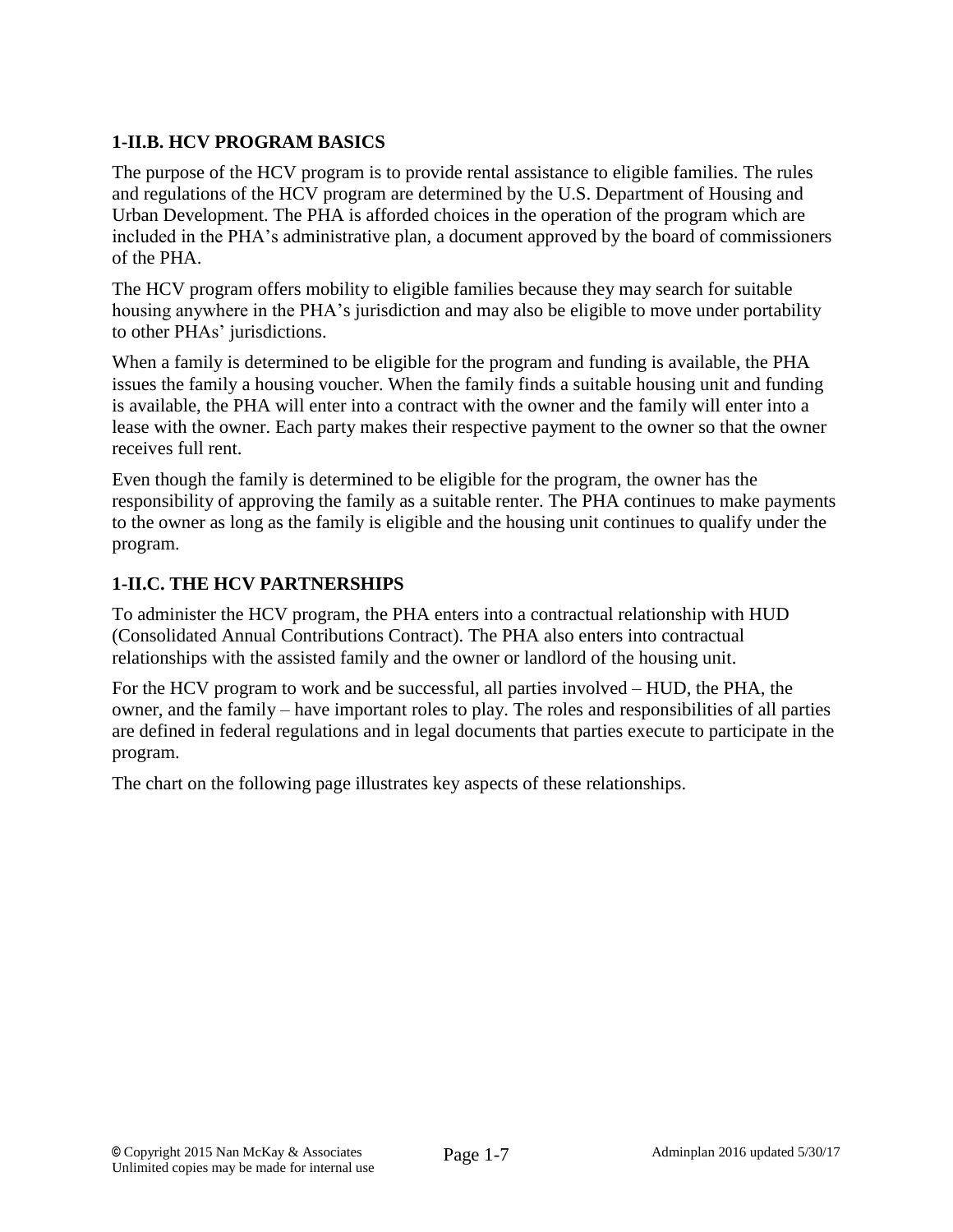## 1-II.B. HCV PROGRAM BASICS

The purpose of the HCV program is to provide rental assistance to eligible families. The rules and regulations of the HCV program are determined by the U.S. Department of Housing and Urban Development. The PHA is afforded choices in the operation of the program which are included in the PHA's administrative plan, a document approved by the board of commissioners of the PHA.

The HCV program offers mobility to eligible families because they may search for suitable housing anywhere in the PHA's jurisdiction and may also be eligible to move under portability to other PHAs' jurisdictions.

When a family is determined to be eligible for the program and funding is available, the PHA issues the family a housing voucher. When the family finds a suitable housing unit and funding is available, the PHA will enter into a contract with the owner and the family will enter into a lease with the owner. Each party makes their respective payment to the owner so that the owner receives full rent.

Even though the family is determined to be eligible for the program, the owner has the responsibility of approving the family as a suitable renter. The PHA continues to make payments to the owner as long as the family is eligible and the housing unit continues to qualify under the program.

## 1-II.C. THE HCV PARTNERSHIPS

To administer the HCV program, the PHA enters into a contractual relationship with HUD (Consolidated Annual Contributions Contract). The PHA also enters into contractual relationships with the assisted family and the owner or landlord of the housing unit.

For the HCV program to work and be successful, all parties involved – HUD, the PHA, the owner, and the family – have important roles to play. The roles and responsibilities of all parties are defined in federal regulations and in legal documents that parties execute to participate in the program.

The chart on the following page illustrates key aspects of these relationships.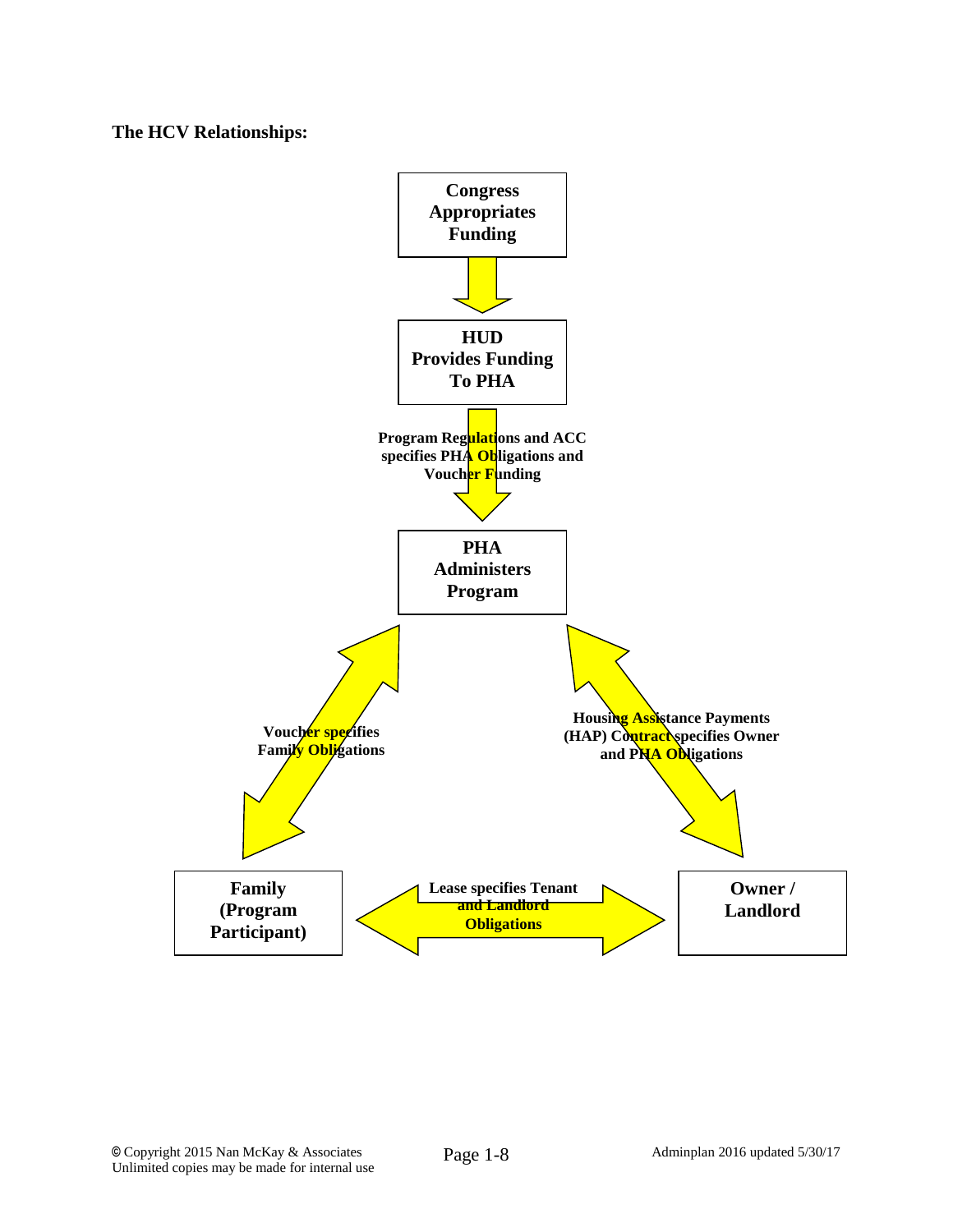**The HCV Relationships:**

**Congress Appropriates Funding**

**HUD Provides Funding To PHA**

**Program Regulations and ACC specifies PHA Obligations and Voucher Funding**

**PHA Administers Program**

**Voucher specifies Family Obligations**

**Housing Assistance Payments (HAP) Contract specifies Owner and PHA Obligations**

**Family (Program Participant)**

**Lease specifies Tenant and Landlord Obligations**

**Owner / Landlord**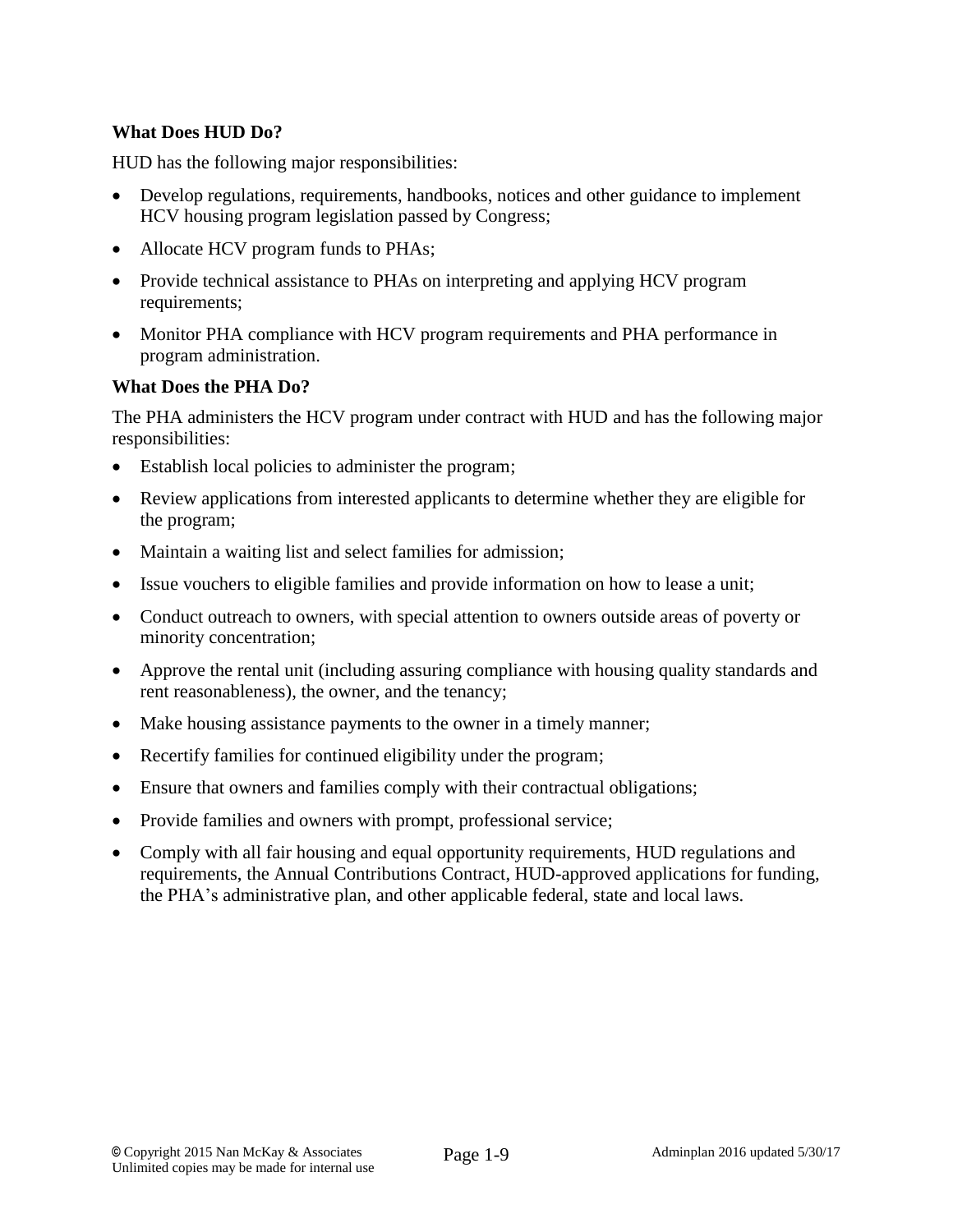**What Does HUD Do?**

HUD has the following major responsibilities:

- Develop regulations, requirements, handbooks, notices and other guidance to implement HCV housing program legislation passed by Congress;
- Allocate HCV program funds to PHAs;
- Provide technical assistance to PHAs on interpreting and applying HCV program requirements;
- Monitor PHA compliance with HCV program requirements and PHA performance in program administration.

**What Does the PHA Do?**

The PHA administers the HCV program under contract with HUD and has the following major responsibilities:

- Establish local policies to administer the program;
- Review applications from interested applicants to determine whether they are eligible for the program;
- Maintain a waiting list and select families for admission;
- Issue vouchers to eligible families and provide information on how to lease a unit;
- Conduct outreach to owners, with special attention to owners outside areas of poverty or minority concentration;
- Approve the rental unit (including assuring compliance with housing quality standards and rent reasonableness), the owner, and the tenancy;
- Make housing assistance payments to the owner in a timely manner;
- Recertify families for continued eligibility under the program;
- Ensure that owners and families comply with their contractual obligations;
- Provide families and owners with prompt, professional service;
- Comply with all fair housing and equal opportunity requirements, HUD regulations and requirements, the Annual Contributions Contract, HUD-approved applications for funding, the PHA's administrative plan, and other applicable federal, state and local laws.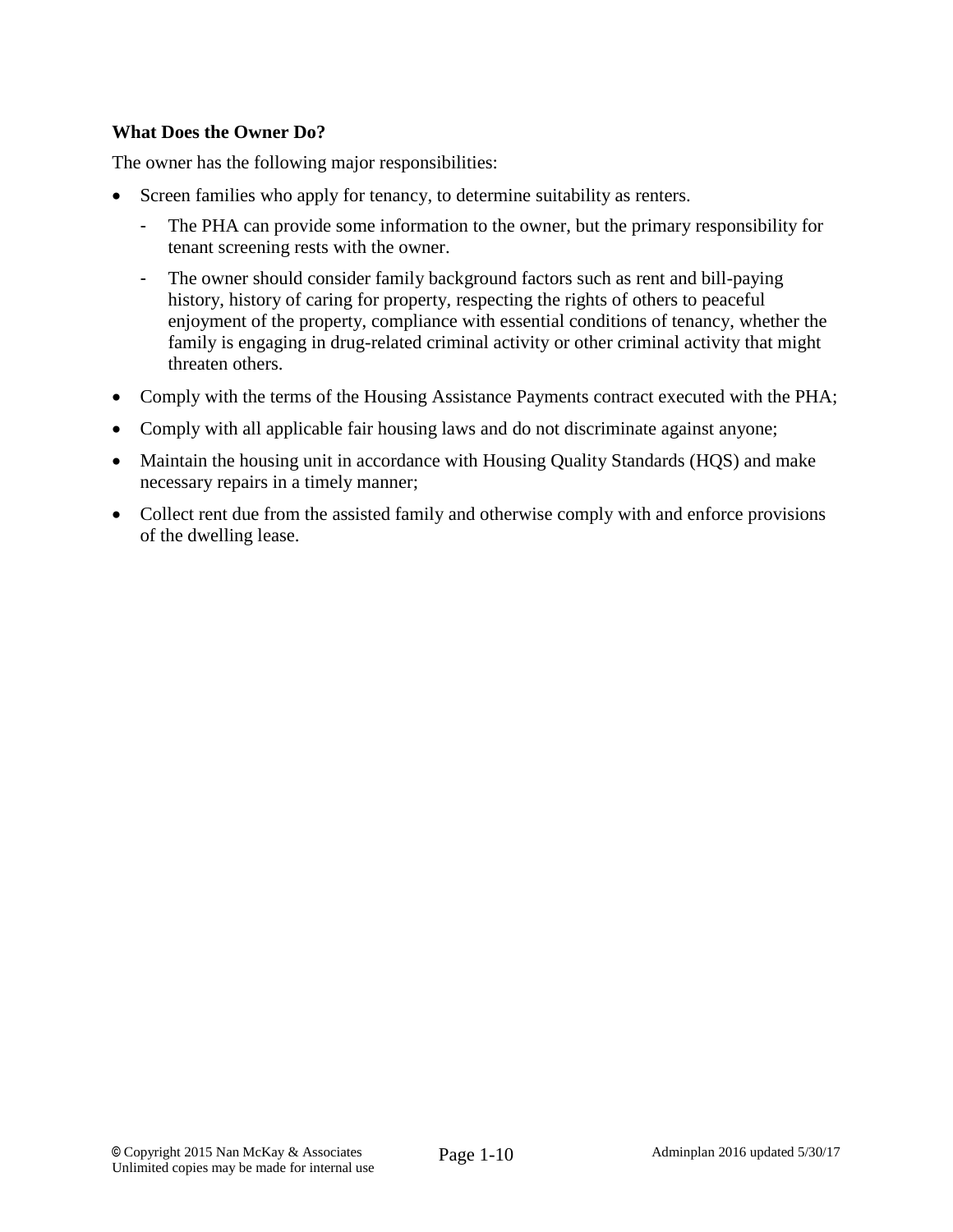**What Does the Owner Do?**

The owner has the following major responsibilities:

- Screen families who apply for tenancy, to determine suitability as renters.
  - The PHA can provide some information to the owner, but the primary responsibility for tenant screening rests with the owner.
  - The owner should consider family background factors such as rent and bill-paying history, history of caring for property, respecting the rights of others to peaceful enjoyment of the property, compliance with essential conditions of tenancy, whether the family is engaging in drug-related criminal activity or other criminal activity that might threaten others.
- Comply with the terms of the Housing Assistance Payments contract executed with the PHA;
- Comply with all applicable fair housing laws and do not discriminate against anyone;
- Maintain the housing unit in accordance with Housing Quality Standards (HQS) and make necessary repairs in a timely manner;
- Collect rent due from the assisted family and otherwise comply with and enforce provisions of the dwelling lease.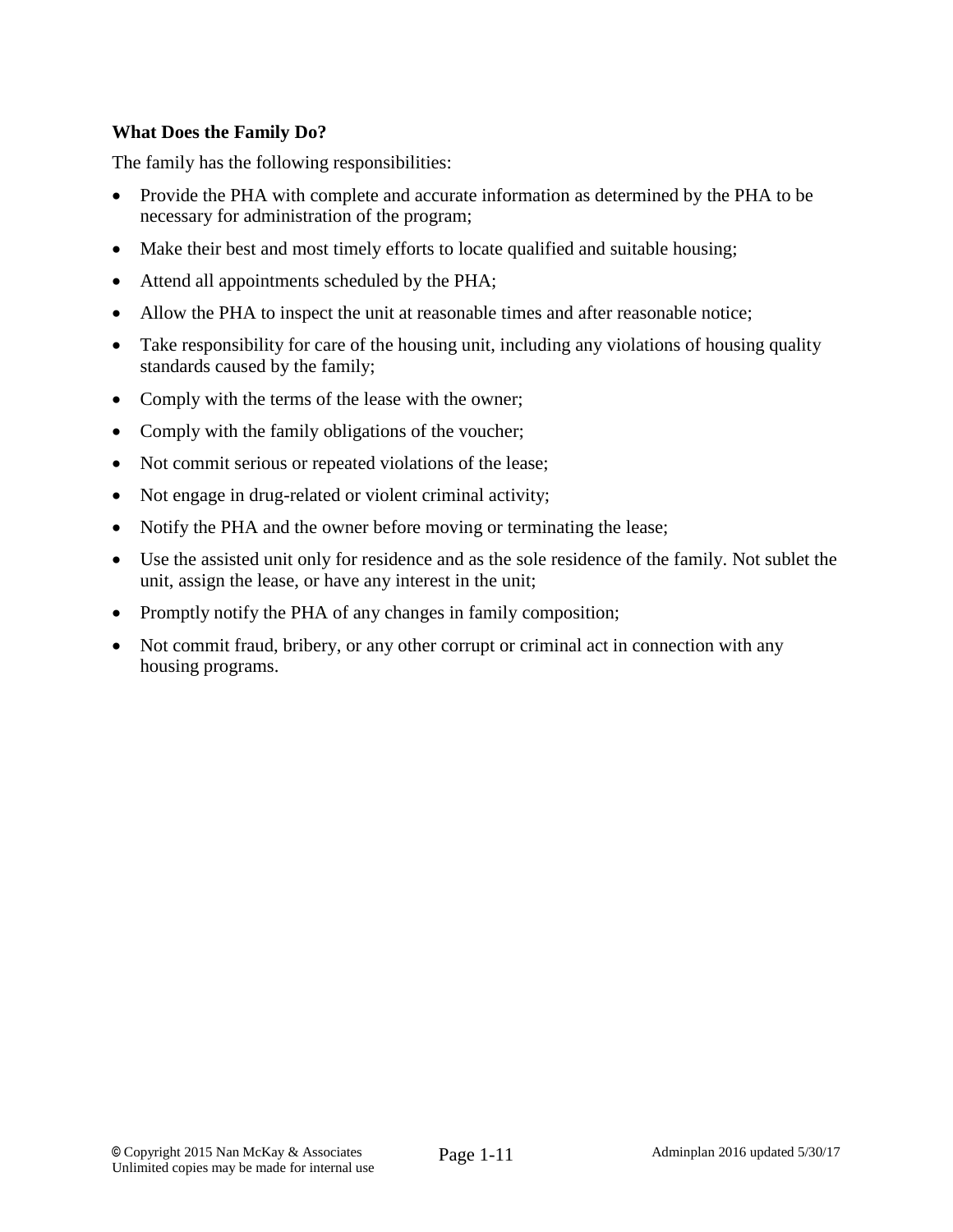**What Does the Family Do?**

The family has the following responsibilities:

- Provide the PHA with complete and accurate information as determined by the PHA to be necessary for administration of the program;
- Make their best and most timely efforts to locate qualified and suitable housing;
- Attend all appointments scheduled by the PHA;
- Allow the PHA to inspect the unit at reasonable times and after reasonable notice;
- Take responsibility for care of the housing unit, including any violations of housing quality standards caused by the family;
- Comply with the terms of the lease with the owner;
- Comply with the family obligations of the voucher;
- Not commit serious or repeated violations of the lease;
- Not engage in drug-related or violent criminal activity;
- Notify the PHA and the owner before moving or terminating the lease;
- Use the assisted unit only for residence and as the sole residence of the family. Not sublet the unit, assign the lease, or have any interest in the unit;
- Promptly notify the PHA of any changes in family composition;
- Not commit fraud, bribery, or any other corrupt or criminal act in connection with any housing programs.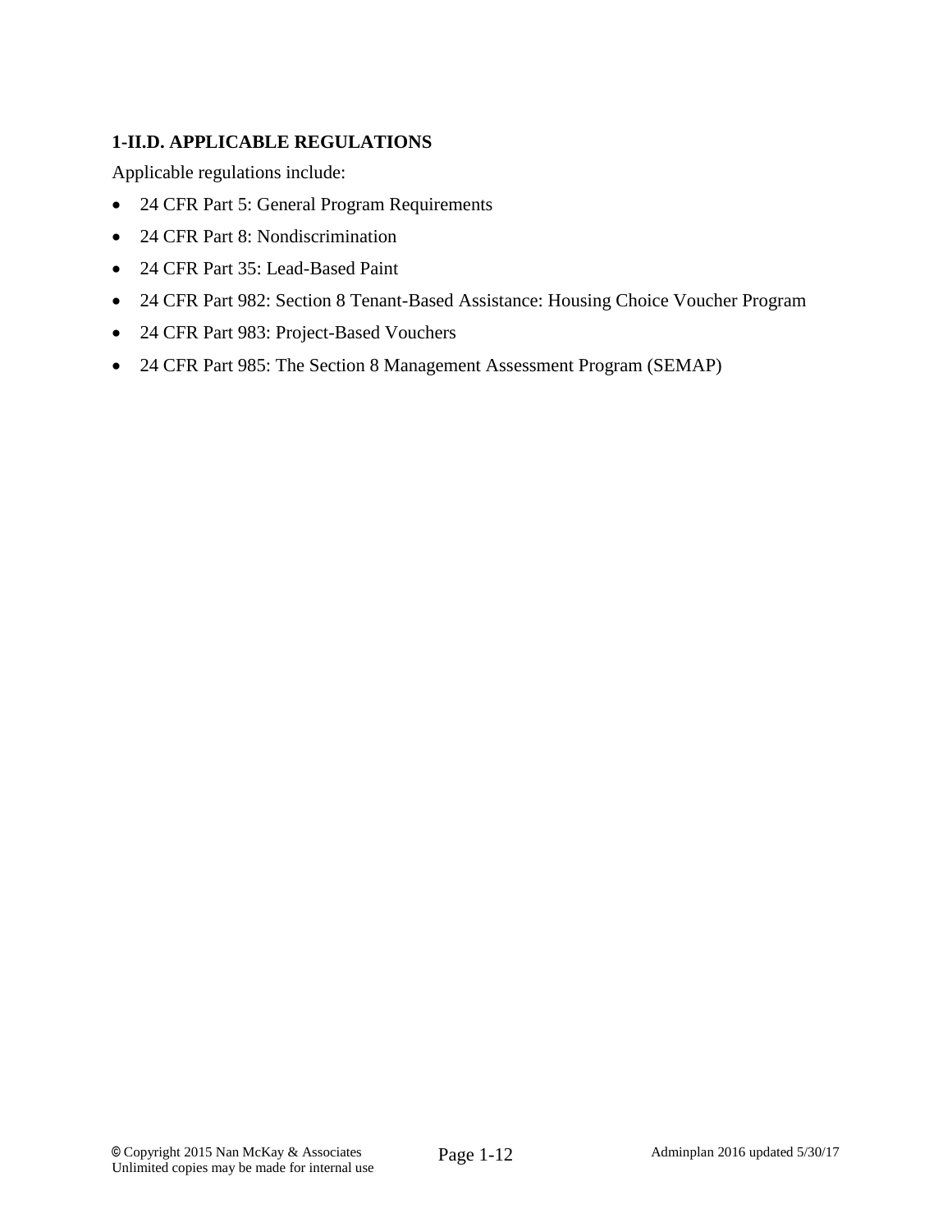### 1-II.D. APPLICABLE REGULATIONS

Applicable regulations include:

- 24 CFR Part 5: General Program Requirements
- 24 CFR Part 8: Nondiscrimination
- 24 CFR Part 35: Lead-Based Paint
- 24 CFR Part 982: Section 8 Tenant-Based Assistance: Housing Choice Voucher Program
- 24 CFR Part 983: Project-Based Vouchers
- 24 CFR Part 985: The Section 8 Management Assessment Program (SEMAP)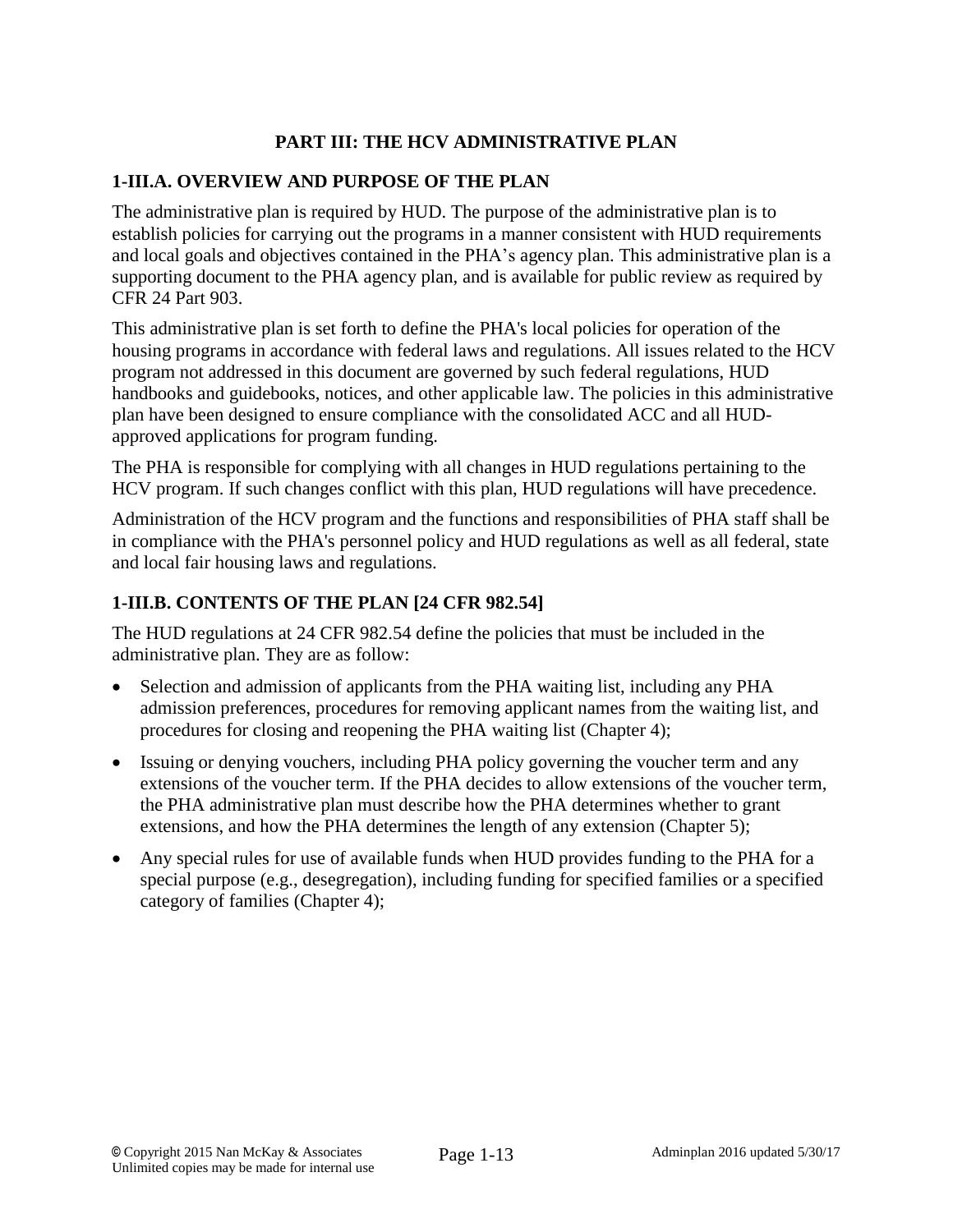## PART III: THE HCV ADMINISTRATIVE PLAN

### 1-III.A. OVERVIEW AND PURPOSE OF THE PLAN

The administrative plan is required by HUD. The purpose of the administrative plan is to establish policies for carrying out the programs in a manner consistent with HUD requirements and local goals and objectives contained in the PHA's agency plan. This administrative plan is a supporting document to the PHA agency plan, and is available for public review as required by CFR 24 Part 903.

This administrative plan is set forth to define the PHA's local policies for operation of the housing programs in accordance with federal laws and regulations. All issues related to the HCV program not addressed in this document are governed by such federal regulations, HUD handbooks and guidebooks, notices, and other applicable law. The policies in this administrative plan have been designed to ensure compliance with the consolidated ACC and all HUD-approved applications for program funding.

The PHA is responsible for complying with all changes in HUD regulations pertaining to the HCV program. If such changes conflict with this plan, HUD regulations will have precedence.

Administration of the HCV program and the functions and responsibilities of PHA staff shall be in compliance with the PHA's personnel policy and HUD regulations as well as all federal, state and local fair housing laws and regulations.

### 1-III.B. CONTENTS OF THE PLAN [24 CFR 982.54]

The HUD regulations at 24 CFR 982.54 define the policies that must be included in the administrative plan. They are as follow:

- Selection and admission of applicants from the PHA waiting list, including any PHA admission preferences, procedures for removing applicant names from the waiting list, and procedures for closing and reopening the PHA waiting list (Chapter 4);
- Issuing or denying vouchers, including PHA policy governing the voucher term and any extensions of the voucher term. If the PHA decides to allow extensions of the voucher term, the PHA administrative plan must describe how the PHA determines whether to grant extensions, and how the PHA determines the length of any extension (Chapter 5);
- Any special rules for use of available funds when HUD provides funding to the PHA for a special purpose (e.g., desegregation), including funding for specified families or a specified category of families (Chapter 4);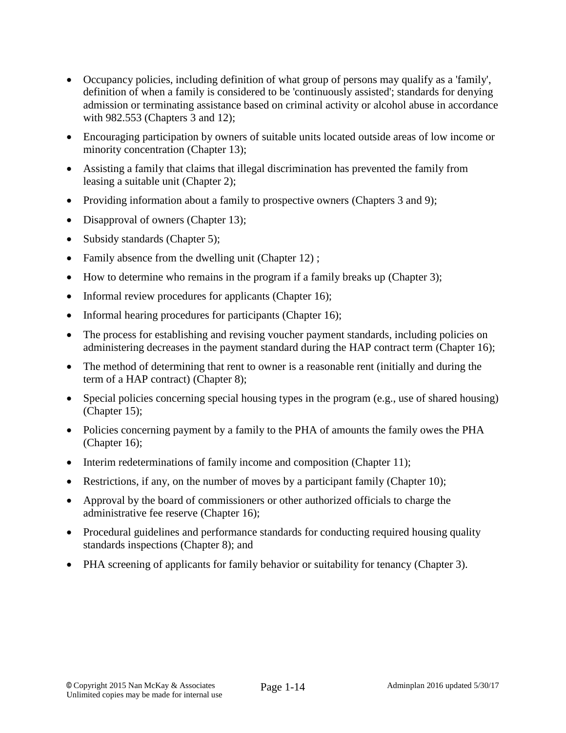- Occupancy policies, including definition of what group of persons may qualify as a 'family', definition of when a family is considered to be 'continuously assisted'; standards for denying admission or terminating assistance based on criminal activity or alcohol abuse in accordance with 982.553 (Chapters 3 and 12);
- Encouraging participation by owners of suitable units located outside areas of low income or minority concentration (Chapter 13);
- Assisting a family that claims that illegal discrimination has prevented the family from leasing a suitable unit (Chapter 2);
- Providing information about a family to prospective owners (Chapters 3 and 9);
- Disapproval of owners (Chapter 13);
- Subsidy standards (Chapter 5);
- Family absence from the dwelling unit (Chapter 12) ;
- How to determine who remains in the program if a family breaks up (Chapter 3);
- Informal review procedures for applicants (Chapter 16);
- Informal hearing procedures for participants (Chapter 16);
- The process for establishing and revising voucher payment standards, including policies on administering decreases in the payment standard during the HAP contract term (Chapter 16);
- The method of determining that rent to owner is a reasonable rent (initially and during the term of a HAP contract) (Chapter 8);
- Special policies concerning special housing types in the program (e.g., use of shared housing) (Chapter 15);
- Policies concerning payment by a family to the PHA of amounts the family owes the PHA (Chapter 16);
- Interim redeterminations of family income and composition (Chapter 11);
- Restrictions, if any, on the number of moves by a participant family (Chapter 10);
- Approval by the board of commissioners or other authorized officials to charge the administrative fee reserve (Chapter 16);
- Procedural guidelines and performance standards for conducting required housing quality standards inspections (Chapter 8); and
- PHA screening of applicants for family behavior or suitability for tenancy (Chapter 3).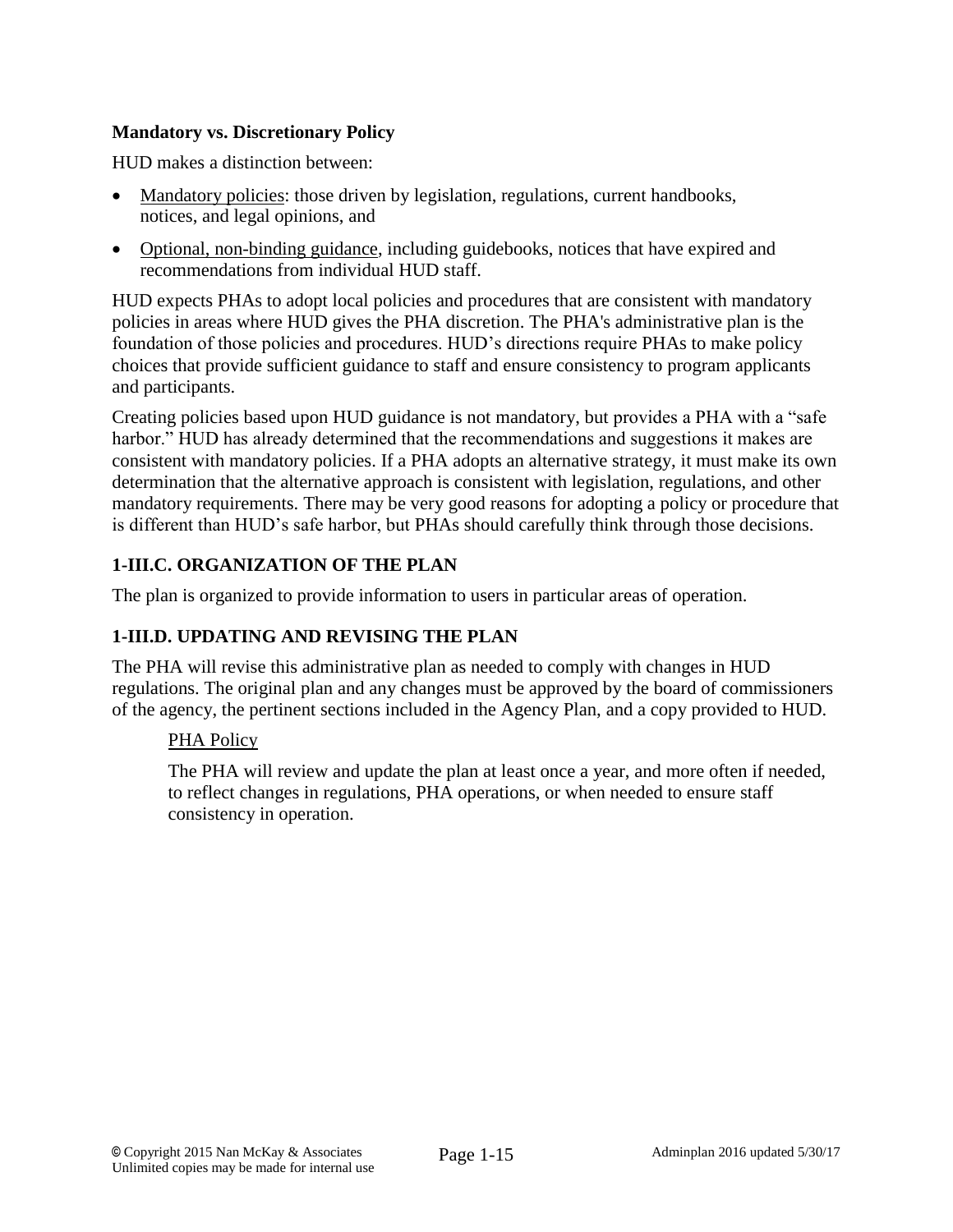**Mandatory vs. Discretionary Policy**

HUD makes a distinction between:

- Mandatory policies: those driven by legislation, regulations, current handbooks, notices, and legal opinions, and
- Optional, non-binding guidance, including guidebooks, notices that have expired and recommendations from individual HUD staff.

HUD expects PHAs to adopt local policies and procedures that are consistent with mandatory policies in areas where HUD gives the PHA discretion. The PHA's administrative plan is the foundation of those policies and procedures. HUD's directions require PHAs to make policy choices that provide sufficient guidance to staff and ensure consistency to program applicants and participants.

Creating policies based upon HUD guidance is not mandatory, but provides a PHA with a "safe harbor." HUD has already determined that the recommendations and suggestions it makes are consistent with mandatory policies. If a PHA adopts an alternative strategy, it must make its own determination that the alternative approach is consistent with legislation, regulations, and other mandatory requirements. There may be very good reasons for adopting a policy or procedure that is different than HUD's safe harbor, but PHAs should carefully think through those decisions.

## 1-III.C. ORGANIZATION OF THE PLAN

The plan is organized to provide information to users in particular areas of operation.

## 1-III.D. UPDATING AND REVISING THE PLAN

The PHA will revise this administrative plan as needed to comply with changes in HUD regulations. The original plan and any changes must be approved by the board of commissioners of the agency, the pertinent sections included in the Agency Plan, and a copy provided to HUD.

PHA Policy

The PHA will review and update the plan at least once a year, and more often if needed, to reflect changes in regulations, PHA operations, or when needed to ensure staff consistency in operation.